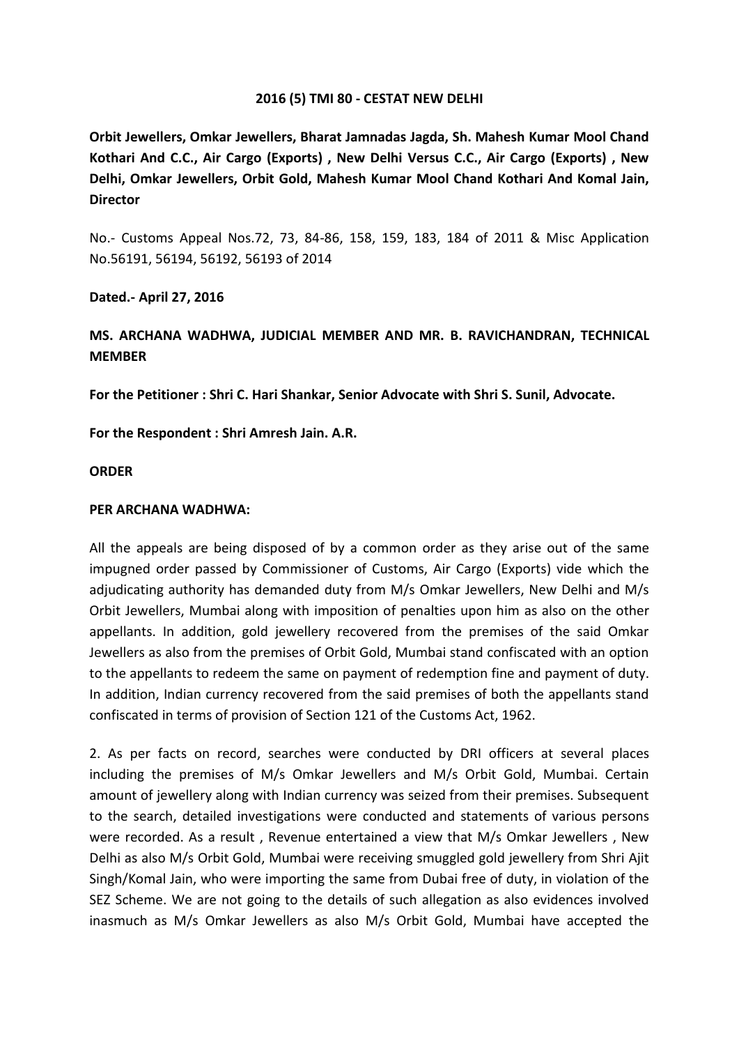**2016 (5) TMI 80 - CESTAT NEW DELHI**

**Orbit Jewellers, Omkar Jewellers, Bharat Jamnadas Jagda, Sh. Mahesh Kumar Mool Chand Kothari And C.C., Air Cargo (Exports) , New Delhi Versus C.C., Air Cargo (Exports) , New Delhi, Omkar Jewellers, Orbit Gold, Mahesh Kumar Mool Chand Kothari And Komal Jain, Director**

No.- Customs Appeal Nos.72, 73, 84-86, 158, 159, 183, 184 of 2011 & Misc Application No.56191, 56194, 56192, 56193 of 2014

**Dated.- April 27, 2016**

**MS. ARCHANA WADHWA, JUDICIAL MEMBER AND MR. B. RAVICHANDRAN, TECHNICAL MEMBER**

**For the Petitioner : Shri C. Hari Shankar, Senior Advocate with Shri S. Sunil, Advocate.**

**For the Respondent : Shri Amresh Jain. A.R.**

**ORDER**

**PER ARCHANA WADHWA:**

All the appeals are being disposed of by a common order as they arise out of the same impugned order passed by Commissioner of Customs, Air Cargo (Exports) vide which the adjudicating authority has demanded duty from M/s Omkar Jewellers, New Delhi and M/s Orbit Jewellers, Mumbai along with imposition of penalties upon him as also on the other appellants. In addition, gold jewellery recovered from the premises of the said Omkar Jewellers as also from the premises of Orbit Gold, Mumbai stand confiscated with an option to the appellants to redeem the same on payment of redemption fine and payment of duty. In addition, Indian currency recovered from the said premises of both the appellants stand confiscated in terms of provision of Section 121 of the Customs Act, 1962.

2. As per facts on record, searches were conducted by DRI officers at several places including the premises of M/s Omkar Jewellers and M/s Orbit Gold, Mumbai. Certain amount of jewellery along with Indian currency was seized from their premises. Subsequent to the search, detailed investigations were conducted and statements of various persons were recorded. As a result , Revenue entertained a view that M/s Omkar Jewellers , New Delhi as also M/s Orbit Gold, Mumbai were receiving smuggled gold jewellery from Shri Ajit Singh/Komal Jain, who were importing the same from Dubai free of duty, in violation of the SEZ Scheme. We are not going to the details of such allegation as also evidences involved inasmuch as M/s Omkar Jewellers as also M/s Orbit Gold, Mumbai have accepted the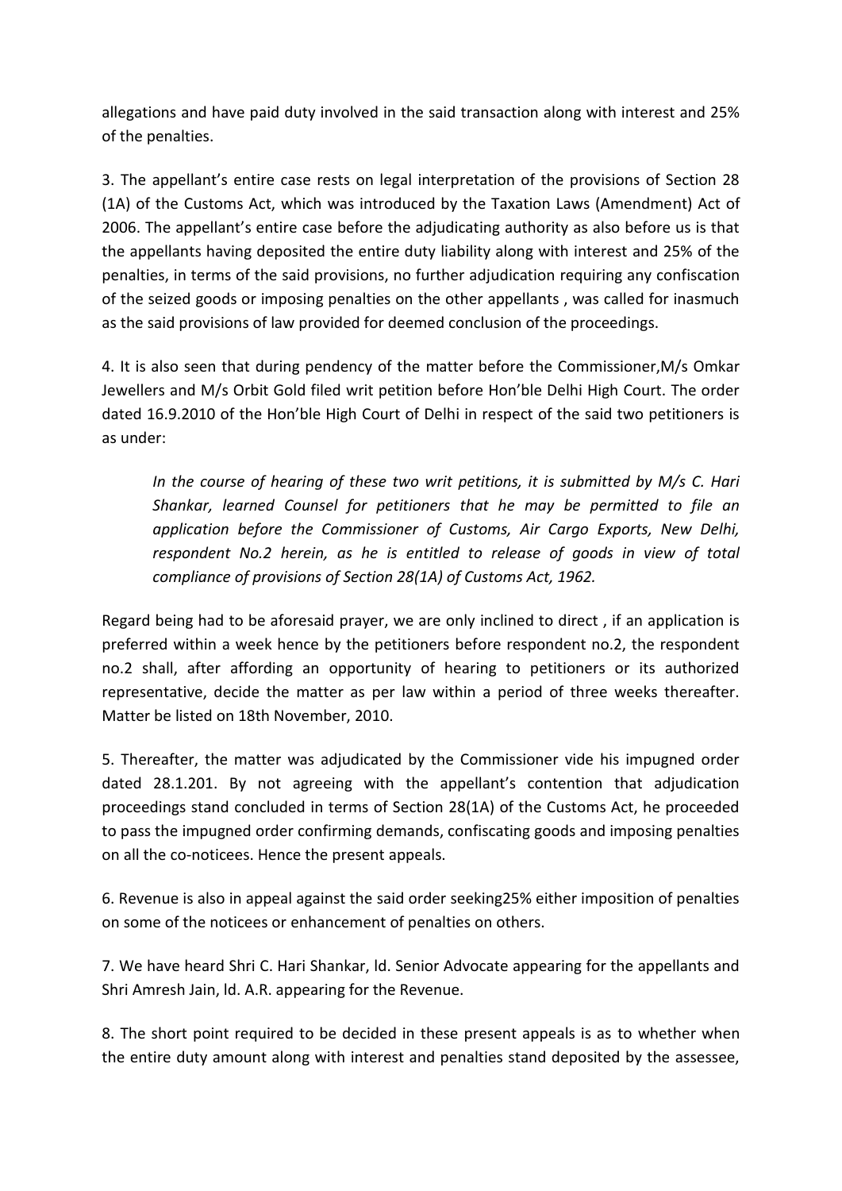allegations and have paid duty involved in the said transaction along with interest and 25% of the penalties.

3. The appellant's entire case rests on legal interpretation of the provisions of Section 28 (1A) of the Customs Act, which was introduced by the Taxation Laws (Amendment) Act of 2006. The appellant's entire case before the adjudicating authority as also before us is that the appellants having deposited the entire duty liability along with interest and 25% of the penalties, in terms of the said provisions, no further adjudication requiring any confiscation of the seized goods or imposing penalties on the other appellants , was called for inasmuch as the said provisions of law provided for deemed conclusion of the proceedings.

4. It is also seen that during pendency of the matter before the Commissioner,M/s Omkar Jewellers and M/s Orbit Gold filed writ petition before Hon'ble Delhi High Court. The order dated 16.9.2010 of the Hon'ble High Court of Delhi in respect of the said two petitioners is as under:

> *In the course of hearing of these two writ petitions, it is submitted by M/s C. Hari Shankar, learned Counsel for petitioners that he may be permitted to file an application before the Commissioner of Customs, Air Cargo Exports, New Delhi, respondent No.2 herein, as he is entitled to release of goods in view of total compliance of provisions of Section 28(1A) of Customs Act, 1962.*

Regard being had to be aforesaid prayer, we are only inclined to direct , if an application is preferred within a week hence by the petitioners before respondent no.2, the respondent no.2 shall, after affording an opportunity of hearing to petitioners or its authorized representative, decide the matter as per law within a period of three weeks thereafter. Matter be listed on 18th November, 2010.

5. Thereafter, the matter was adjudicated by the Commissioner vide his impugned order dated 28.1.201. By not agreeing with the appellant's contention that adjudication proceedings stand concluded in terms of Section 28(1A) of the Customs Act, he proceeded to pass the impugned order confirming demands, confiscating goods and imposing penalties on all the co-noticees. Hence the present appeals.

6. Revenue is also in appeal against the said order seeking25% either imposition of penalties on some of the noticees or enhancement of penalties on others.

7. We have heard Shri C. Hari Shankar, ld. Senior Advocate appearing for the appellants and Shri Amresh Jain, ld. A.R. appearing for the Revenue.

8. The short point required to be decided in these present appeals is as to whether when the entire duty amount along with interest and penalties stand deposited by the assessee,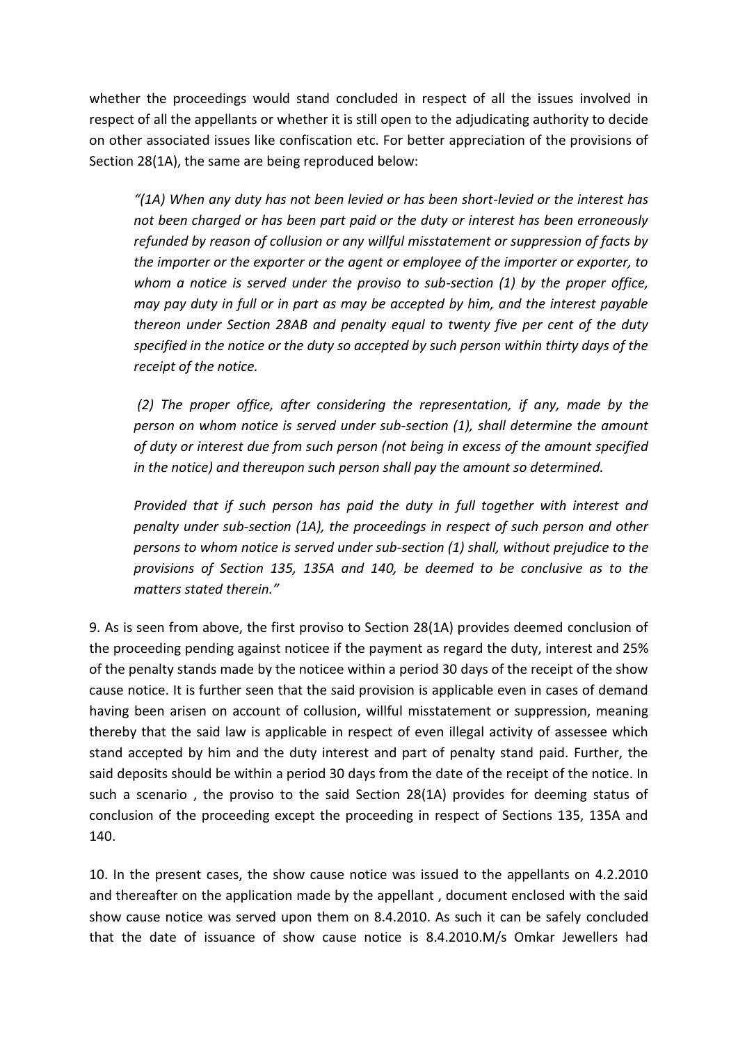whether the proceedings would stand concluded in respect of all the issues involved in respect of all the appellants or whether it is still open to the adjudicating authority to decide on other associated issues like confiscation etc. For better appreciation of the provisions of Section 28(1A), the same are being reproduced below:

> *"(1A) When any duty has not been levied or has been short-levied or the interest has not been charged or has been part paid or the duty or interest has been erroneously refunded by reason of collusion or any willful misstatement or suppression of facts by the importer or the exporter or the agent or employee of the importer or exporter, to whom a notice is served under the proviso to sub-section (1) by the proper office, may pay duty in full or in part as may be accepted by him, and the interest payable thereon under Section 28AB and penalty equal to twenty five per cent of the duty specified in the notice or the duty so accepted by such person within thirty days of the receipt of the notice.*
>
> *(2) The proper office, after considering the representation, if any, made by the person on whom notice is served under sub-section (1), shall determine the amount of duty or interest due from such person (not being in excess of the amount specified in the notice) and thereupon such person shall pay the amount so determined.*
>
> *Provided that if such person has paid the duty in full together with interest and penalty under sub-section (1A), the proceedings in respect of such person and other persons to whom notice is served under sub-section (1) shall, without prejudice to the provisions of Section 135, 135A and 140, be deemed to be conclusive as to the matters stated therein."*

9. As is seen from above, the first proviso to Section 28(1A) provides deemed conclusion of the proceeding pending against noticee if the payment as regard the duty, interest and 25% of the penalty stands made by the noticee within a period 30 days of the receipt of the show cause notice. It is further seen that the said provision is applicable even in cases of demand having been arisen on account of collusion, willful misstatement or suppression, meaning thereby that the said law is applicable in respect of even illegal activity of assessee which stand accepted by him and the duty interest and part of penalty stand paid. Further, the said deposits should be within a period 30 days from the date of the receipt of the notice. In such a scenario , the proviso to the said Section 28(1A) provides for deeming status of conclusion of the proceeding except the proceeding in respect of Sections 135, 135A and 140.

10. In the present cases, the show cause notice was issued to the appellants on 4.2.2010 and thereafter on the application made by the appellant , document enclosed with the said show cause notice was served upon them on 8.4.2010. As such it can be safely concluded that the date of issuance of show cause notice is 8.4.2010.M/s Omkar Jewellers had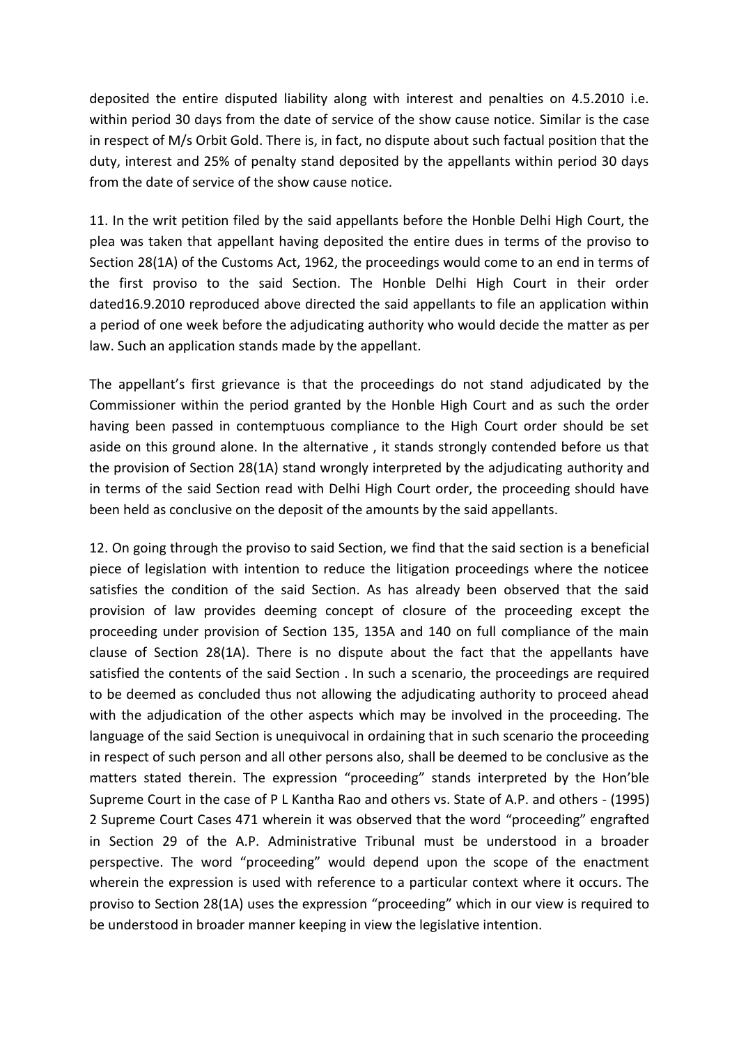deposited the entire disputed liability along with interest and penalties on 4.5.2010 i.e. within period 30 days from the date of service of the show cause notice. Similar is the case in respect of M/s Orbit Gold. There is, in fact, no dispute about such factual position that the duty, interest and 25% of penalty stand deposited by the appellants within period 30 days from the date of service of the show cause notice.

11. In the writ petition filed by the said appellants before the Honble Delhi High Court, the plea was taken that appellant having deposited the entire dues in terms of the proviso to Section 28(1A) of the Customs Act, 1962, the proceedings would come to an end in terms of the first proviso to the said Section. The Honble Delhi High Court in their order dated16.9.2010 reproduced above directed the said appellants to file an application within a period of one week before the adjudicating authority who would decide the matter as per law. Such an application stands made by the appellant.

The appellant's first grievance is that the proceedings do not stand adjudicated by the Commissioner within the period granted by the Honble High Court and as such the order having been passed in contemptuous compliance to the High Court order should be set aside on this ground alone. In the alternative , it stands strongly contended before us that the provision of Section 28(1A) stand wrongly interpreted by the adjudicating authority and in terms of the said Section read with Delhi High Court order, the proceeding should have been held as conclusive on the deposit of the amounts by the said appellants.

12. On going through the proviso to said Section, we find that the said section is a beneficial piece of legislation with intention to reduce the litigation proceedings where the noticee satisfies the condition of the said Section. As has already been observed that the said provision of law provides deeming concept of closure of the proceeding except the proceeding under provision of Section 135, 135A and 140 on full compliance of the main clause of Section 28(1A). There is no dispute about the fact that the appellants have satisfied the contents of the said Section . In such a scenario, the proceedings are required to be deemed as concluded thus not allowing the adjudicating authority to proceed ahead with the adjudication of the other aspects which may be involved in the proceeding. The language of the said Section is unequivocal in ordaining that in such scenario the proceeding in respect of such person and all other persons also, shall be deemed to be conclusive as the matters stated therein. The expression "proceeding" stands interpreted by the Hon'ble Supreme Court in the case of P L Kantha Rao and others vs. State of A.P. and others - (1995) 2 Supreme Court Cases 471 wherein it was observed that the word "proceeding" engrafted in Section 29 of the A.P. Administrative Tribunal must be understood in a broader perspective. The word "proceeding" would depend upon the scope of the enactment wherein the expression is used with reference to a particular context where it occurs. The proviso to Section 28(1A) uses the expression "proceeding" which in our view is required to be understood in broader manner keeping in view the legislative intention.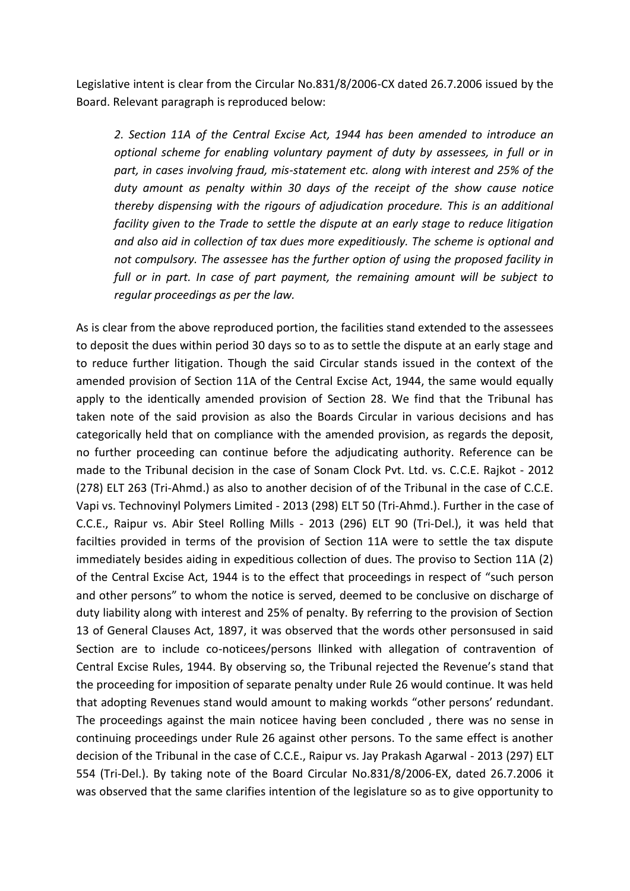Legislative intent is clear from the Circular No.831/8/2006-CX dated 26.7.2006 issued by the Board. Relevant paragraph is reproduced below:

> *2. Section 11A of the Central Excise Act, 1944 has been amended to introduce an optional scheme for enabling voluntary payment of duty by assessees, in full or in part, in cases involving fraud, mis-statement etc. along with interest and 25% of the duty amount as penalty within 30 days of the receipt of the show cause notice thereby dispensing with the rigours of adjudication procedure. This is an additional facility given to the Trade to settle the dispute at an early stage to reduce litigation and also aid in collection of tax dues more expeditiously. The scheme is optional and not compulsory. The assessee has the further option of using the proposed facility in full or in part. In case of part payment, the remaining amount will be subject to regular proceedings as per the law.*

As is clear from the above reproduced portion, the facilities stand extended to the assessees to deposit the dues within period 30 days so to as to settle the dispute at an early stage and to reduce further litigation. Though the said Circular stands issued in the context of the amended provision of Section 11A of the Central Excise Act, 1944, the same would equally apply to the identically amended provision of Section 28. We find that the Tribunal has taken note of the said provision as also the Boards Circular in various decisions and has categorically held that on compliance with the amended provision, as regards the deposit, no further proceeding can continue before the adjudicating authority. Reference can be made to the Tribunal decision in the case of Sonam Clock Pvt. Ltd. vs. C.C.E. Rajkot - 2012 (278) ELT 263 (Tri-Ahmd.) as also to another decision of of the Tribunal in the case of C.C.E. Vapi vs. Technovinyl Polymers Limited - 2013 (298) ELT 50 (Tri-Ahmd.). Further in the case of C.C.E., Raipur vs. Abir Steel Rolling Mills - 2013 (296) ELT 90 (Tri-Del.), it was held that facilties provided in terms of the provision of Section 11A were to settle the tax dispute immediately besides aiding in expeditious collection of dues. The proviso to Section 11A (2) of the Central Excise Act, 1944 is to the effect that proceedings in respect of "such person and other persons" to whom the notice is served, deemed to be conclusive on discharge of duty liability along with interest and 25% of penalty. By referring to the provision of Section 13 of General Clauses Act, 1897, it was observed that the words other personsused in said Section are to include co-noticees/persons llinked with allegation of contravention of Central Excise Rules, 1944. By observing so, the Tribunal rejected the Revenue's stand that the proceeding for imposition of separate penalty under Rule 26 would continue. It was held that adopting Revenues stand would amount to making workds "other persons' redundant. The proceedings against the main noticee having been concluded , there was no sense in continuing proceedings under Rule 26 against other persons. To the same effect is another decision of the Tribunal in the case of C.C.E., Raipur vs. Jay Prakash Agarwal - 2013 (297) ELT 554 (Tri-Del.). By taking note of the Board Circular No.831/8/2006-EX, dated 26.7.2006 it was observed that the same clarifies intention of the legislature so as to give opportunity to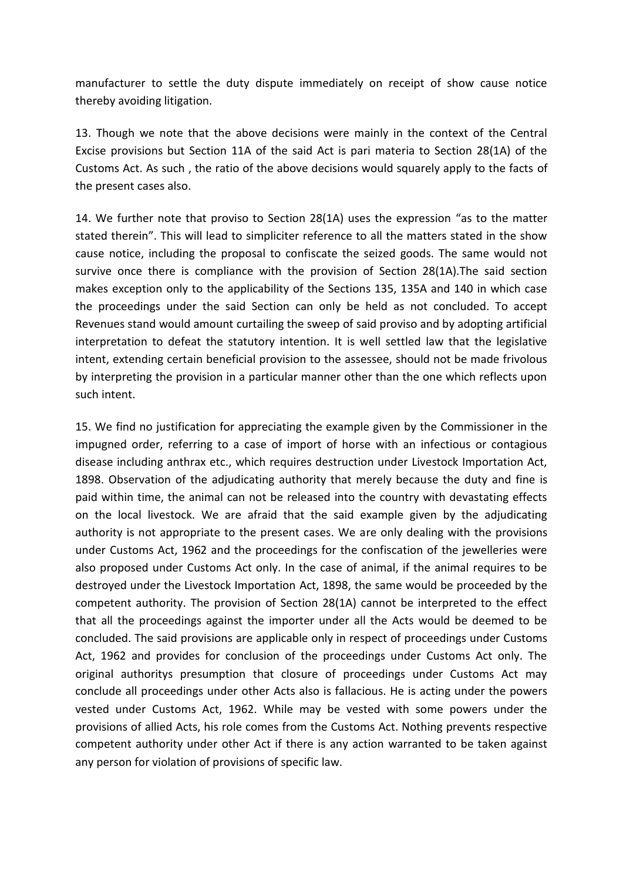manufacturer to settle the duty dispute immediately on receipt of show cause notice thereby avoiding litigation.

13. Though we note that the above decisions were mainly in the context of the Central Excise provisions but Section 11A of the said Act is pari materia to Section 28(1A) of the Customs Act. As such , the ratio of the above decisions would squarely apply to the facts of the present cases also.

14. We further note that proviso to Section 28(1A) uses the expression "as to the matter stated therein". This will lead to simpliciter reference to all the matters stated in the show cause notice, including the proposal to confiscate the seized goods. The same would not survive once there is compliance with the provision of Section 28(1A).The said section makes exception only to the applicability of the Sections 135, 135A and 140 in which case the proceedings under the said Section can only be held as not concluded. To accept Revenues stand would amount curtailing the sweep of said proviso and by adopting artificial interpretation to defeat the statutory intention. It is well settled law that the legislative intent, extending certain beneficial provision to the assessee, should not be made frivolous by interpreting the provision in a particular manner other than the one which reflects upon such intent.

15. We find no justification for appreciating the example given by the Commissioner in the impugned order, referring to a case of import of horse with an infectious or contagious disease including anthrax etc., which requires destruction under Livestock Importation Act, 1898. Observation of the adjudicating authority that merely because the duty and fine is paid within time, the animal can not be released into the country with devastating effects on the local livestock. We are afraid that the said example given by the adjudicating authority is not appropriate to the present cases. We are only dealing with the provisions under Customs Act, 1962 and the proceedings for the confiscation of the jewelleries were also proposed under Customs Act only. In the case of animal, if the animal requires to be destroyed under the Livestock Importation Act, 1898, the same would be proceeded by the competent authority. The provision of Section 28(1A) cannot be interpreted to the effect that all the proceedings against the importer under all the Acts would be deemed to be concluded. The said provisions are applicable only in respect of proceedings under Customs Act, 1962 and provides for conclusion of the proceedings under Customs Act only. The original authoritys presumption that closure of proceedings under Customs Act may conclude all proceedings under other Acts also is fallacious. He is acting under the powers vested under Customs Act, 1962. While may be vested with some powers under the provisions of allied Acts, his role comes from the Customs Act. Nothing prevents respective competent authority under other Act if there is any action warranted to be taken against any person for violation of provisions of specific law.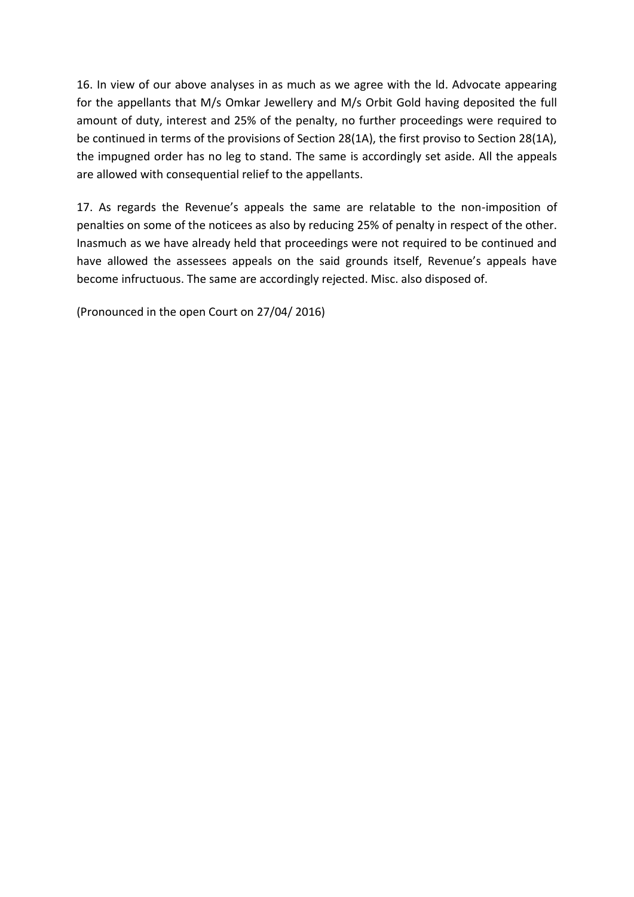16. In view of our above analyses in as much as we agree with the ld. Advocate appearing for the appellants that M/s Omkar Jewellery and M/s Orbit Gold having deposited the full amount of duty, interest and 25% of the penalty, no further proceedings were required to be continued in terms of the provisions of Section 28(1A), the first proviso to Section 28(1A), the impugned order has no leg to stand. The same is accordingly set aside. All the appeals are allowed with consequential relief to the appellants.

17. As regards the Revenue's appeals the same are relatable to the non-imposition of penalties on some of the noticees as also by reducing 25% of penalty in respect of the other. Inasmuch as we have already held that proceedings were not required to be continued and have allowed the assessees appeals on the said grounds itself, Revenue's appeals have become infructuous. The same are accordingly rejected. Misc. also disposed of.

(Pronounced in the open Court on 27/04/ 2016)